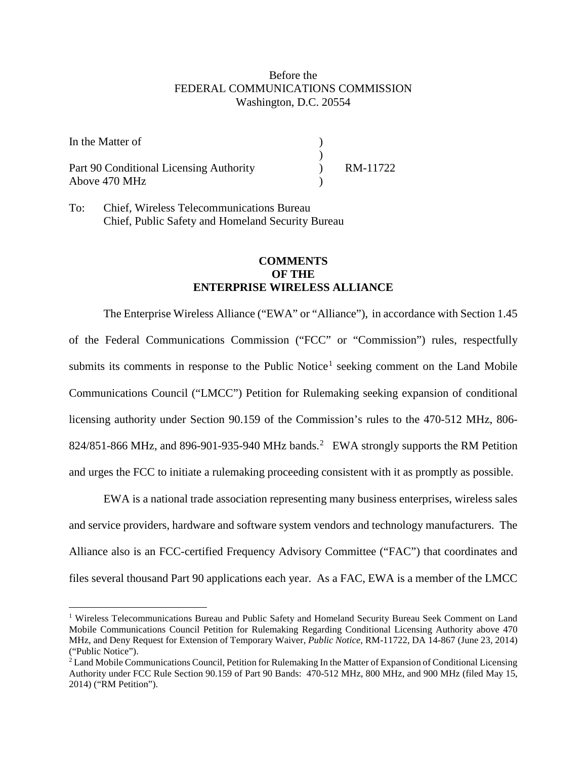Before the
FEDERAL COMMUNICATIONS COMMISSION
Washington, D.C. 20554

| | | |
|---|---|---|
| In the Matter of | ) | |
| | ) | |
| Part 90 Conditional Licensing Authority | ) | RM-11722 |
| Above 470 MHz | ) | |

To: Chief, Wireless Telecommunications Bureau
Chief, Public Safety and Homeland Security Bureau

**COMMENTS
OF THE
ENTERPRISE WIRELESS ALLIANCE**

The Enterprise Wireless Alliance ("EWA" or "Alliance"), in accordance with Section 1.45 of the Federal Communications Commission ("FCC" or "Commission") rules, respectfully submits its comments in response to the Public Notice[1] seeking comment on the Land Mobile Communications Council ("LMCC") Petition for Rulemaking seeking expansion of conditional licensing authority under Section 90.159 of the Commission's rules to the 470-512 MHz, 806-824/851-866 MHz, and 896-901-935-940 MHz bands.[2] EWA strongly supports the RM Petition and urges the FCC to initiate a rulemaking proceeding consistent with it as promptly as possible.

EWA is a national trade association representing many business enterprises, wireless sales and service providers, hardware and software system vendors and technology manufacturers. The Alliance also is an FCC-certified Frequency Advisory Committee ("FAC") that coordinates and files several thousand Part 90 applications each year. As a FAC, EWA is a member of the LMCC

---

[1] Wireless Telecommunications Bureau and Public Safety and Homeland Security Bureau Seek Comment on Land Mobile Communications Council Petition for Rulemaking Regarding Conditional Licensing Authority above 470 MHz, and Deny Request for Extension of Temporary Waiver, *Public Notice*, RM-11722, DA 14-867 (June 23, 2014) ("Public Notice").

[2] Land Mobile Communications Council, Petition for Rulemaking In the Matter of Expansion of Conditional Licensing Authority under FCC Rule Section 90.159 of Part 90 Bands: 470-512 MHz, 800 MHz, and 900 MHz (filed May 15, 2014) ("RM Petition").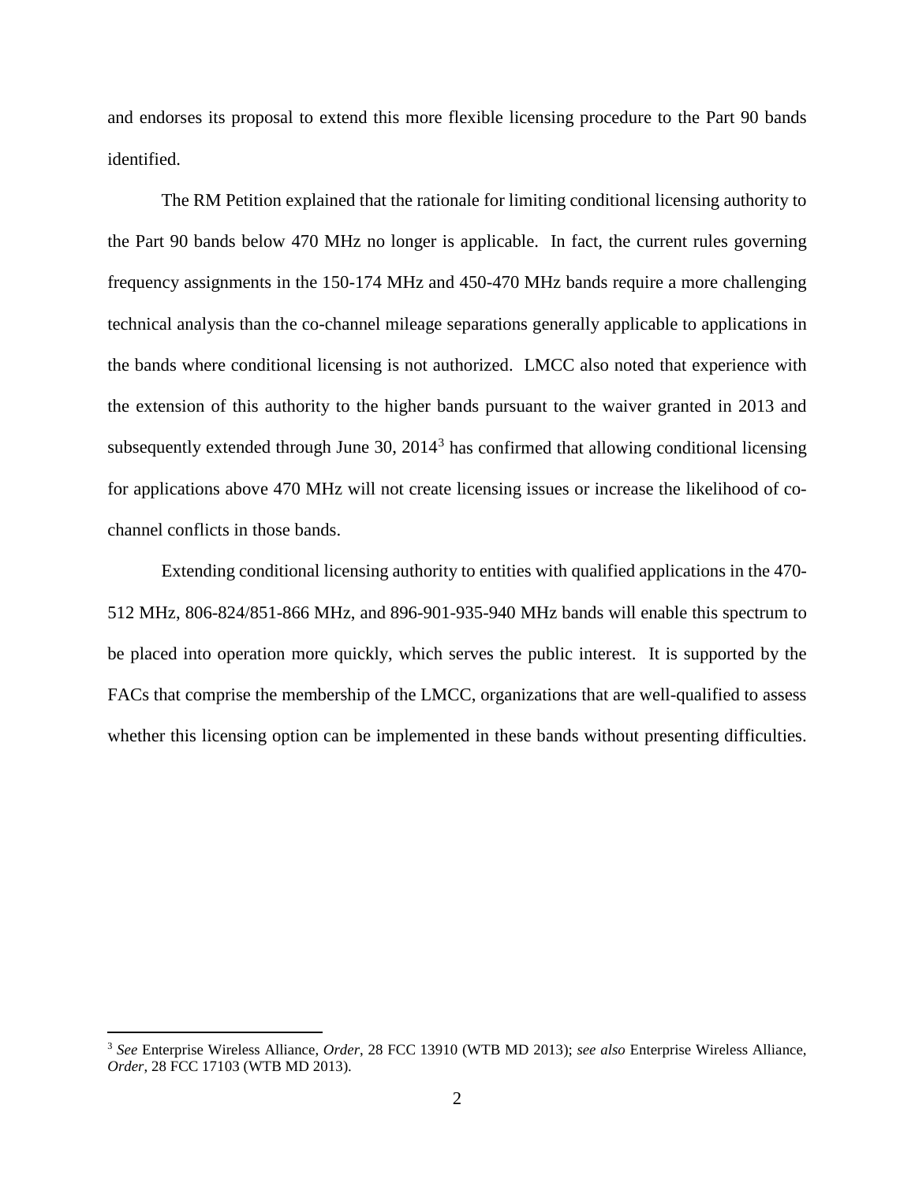and endorses its proposal to extend this more flexible licensing procedure to the Part 90 bands identified.

The RM Petition explained that the rationale for limiting conditional licensing authority to the Part 90 bands below 470 MHz no longer is applicable. In fact, the current rules governing frequency assignments in the 150-174 MHz and 450-470 MHz bands require a more challenging technical analysis than the co-channel mileage separations generally applicable to applications in the bands where conditional licensing is not authorized. LMCC also noted that experience with the extension of this authority to the higher bands pursuant to the waiver granted in 2013 and subsequently extended through June 30, 2014[3] has confirmed that allowing conditional licensing for applications above 470 MHz will not create licensing issues or increase the likelihood of co-channel conflicts in those bands.

Extending conditional licensing authority to entities with qualified applications in the 470-512 MHz, 806-824/851-866 MHz, and 896-901-935-940 MHz bands will enable this spectrum to be placed into operation more quickly, which serves the public interest. It is supported by the FACs that comprise the membership of the LMCC, organizations that are well-qualified to assess whether this licensing option can be implemented in these bands without presenting difficulties.

---

[3] *See* Enterprise Wireless Alliance, *Order*, 28 FCC 13910 (WTB MD 2013); *see also* Enterprise Wireless Alliance, *Order*, 28 FCC 17103 (WTB MD 2013).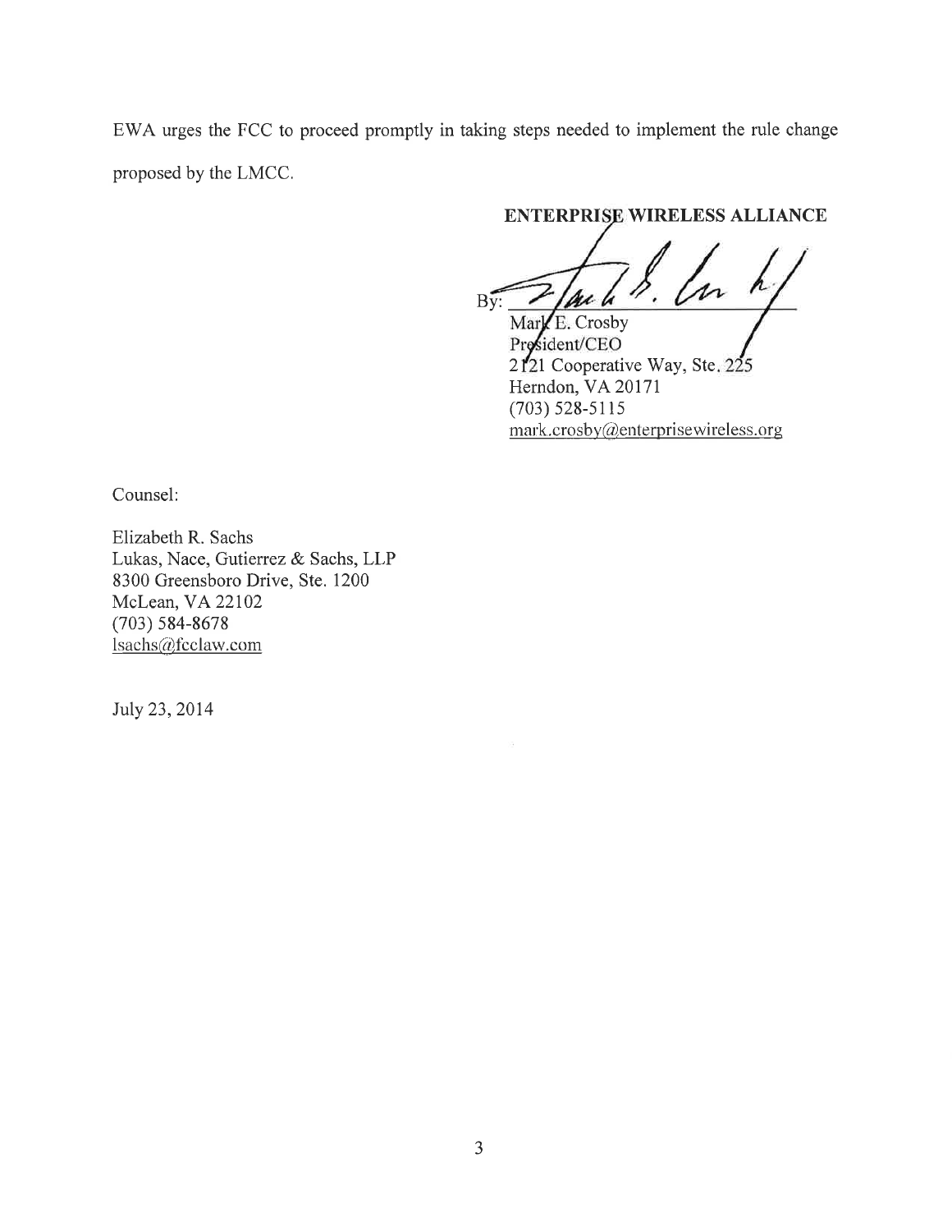EWA urges the FCC to proceed promptly in taking steps needed to implement the rule change proposed by the LMCC.

**ENTERPRISE WIRELESS ALLIANCE**

By: ______________________

Mark E. Crosby
President/CEO
2121 Cooperative Way, Ste. 225
Herndon, VA 20171
(703) 528-5115
mark.crosby@enterprisewireless.org

Counsel:

Elizabeth R. Sachs
Lukas, Nace, Gutierrez & Sachs, LLP
8300 Greensboro Drive, Ste. 1200
McLean, VA 22102
(703) 584-8678
lsachs@fcclaw.com

July 23, 2014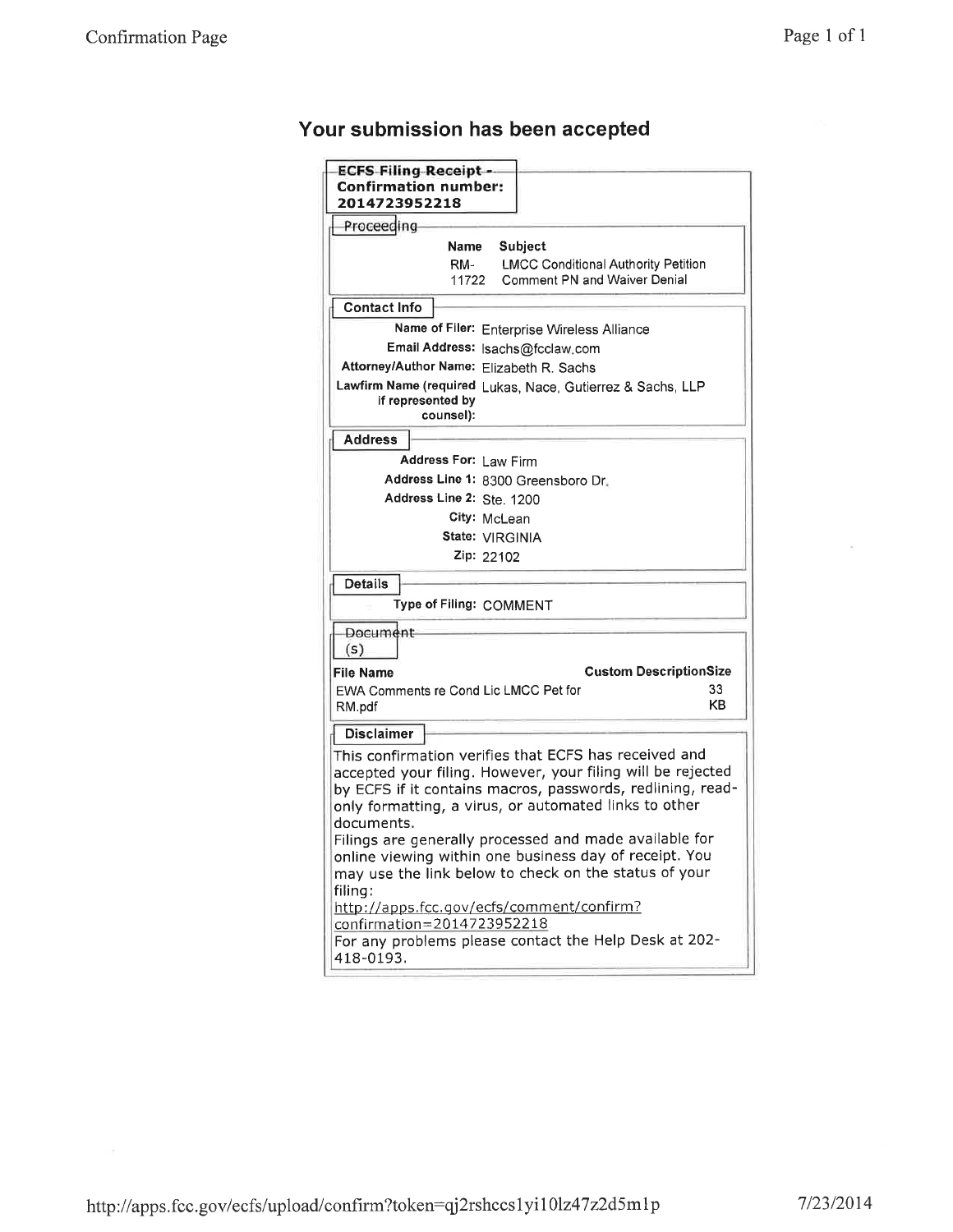## Your submission has been accepted

**ECFS Filing Receipt - Confirmation number: 2014723952218**

**Proceeding**

| Name | Subject |
|---|---|
| RM-11722 | LMCC Conditional Authority Petition Comment PN and Waiver Denial |

**Contact Info**

**Name of Filer:** Enterprise Wireless Alliance
**Email Address:** lsachs@fcclaw.com
**Attorney/Author Name:** Elizabeth R. Sachs
**Lawfirm Name (required if represented by counsel):** Lukas, Nace, Gutierrez & Sachs, LLP

**Address**

**Address For:** Law Firm
**Address Line 1:** 8300 Greensboro Dr.
**Address Line 2:** Ste. 1200
**City:** McLean
**State:** VIRGINIA
**Zip:** 22102

**Details**

**Type of Filing:** COMMENT

**Document(s)**

| File Name | Custom Description | Size |
|---|---|---|
| EWA Comments re Cond Lic LMCC Pet for RM.pdf | | 33 KB |

**Disclaimer**

This confirmation verifies that ECFS has received and accepted your filing. However, your filing will be rejected by ECFS if it contains macros, passwords, redlining, read-only formatting, a virus, or automated links to other documents.
Filings are generally processed and made available for online viewing within one business day of receipt. You may use the link below to check on the status of your filing:
http://apps.fcc.gov/ecfs/comment/confirm?confirmation=2014723952218
For any problems please contact the Help Desk at 202-418-0193.